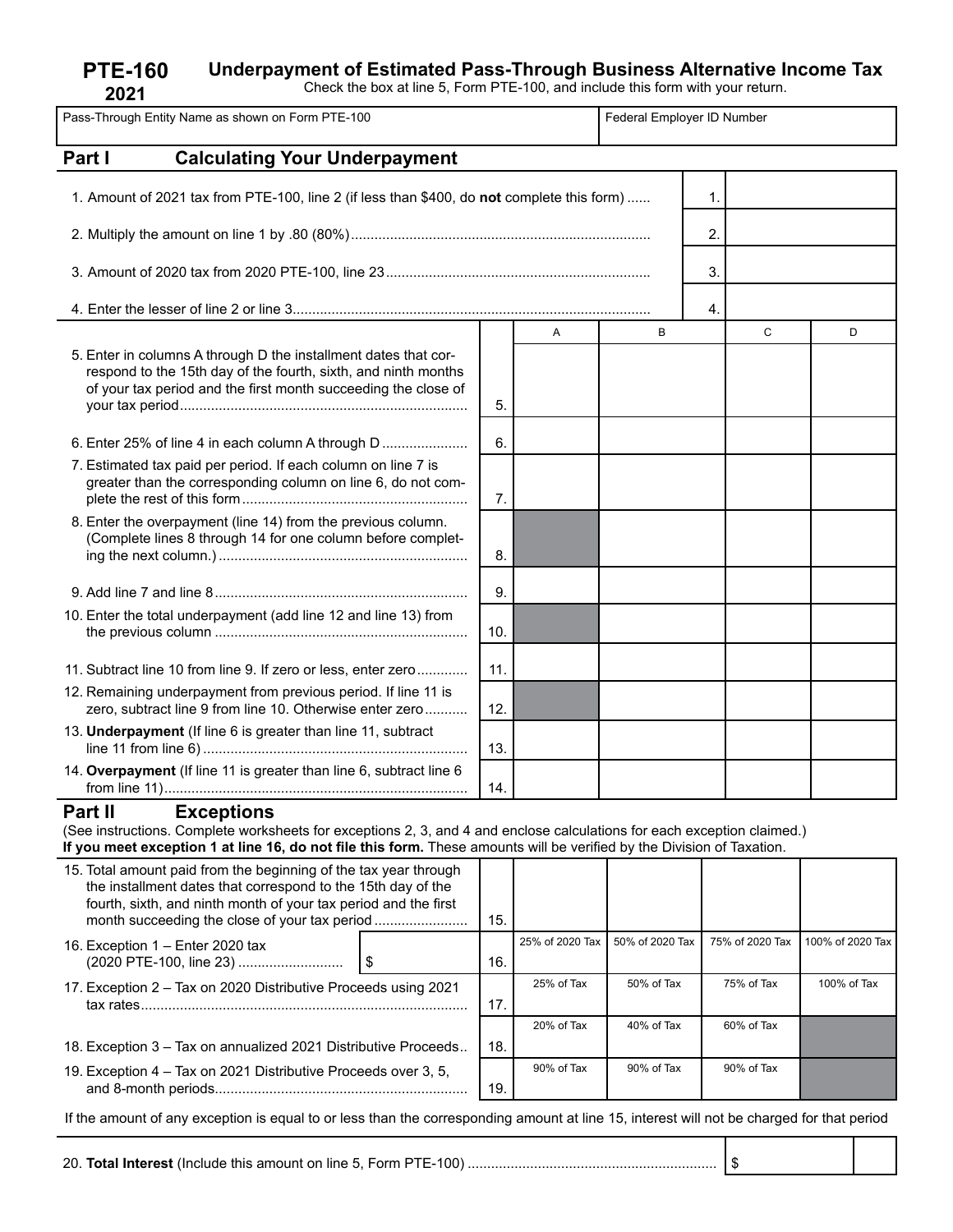# PTE-160 2021

## Underpayment of Estimated Pass-Through Business Alternative Income Tax

Check the box at line 5, Form PTE-100, and include this form with your return.

| Pass-Through Entity Name as shown on Form PTE-100 | Federal Employer ID Number |
|---|---|
| | |

## Part I Calculating Your Underpayment

| | | |
|---|---|---|
| 1. Amount of 2021 tax from PTE-100, line 2 (if less than $400, do **not** complete this form) | 1. | |
| 2. Multiply the amount on line 1 by .80 (80%) | 2. | |
| 3. Amount of 2020 tax from 2020 PTE-100, line 23 | 3. | |
| 4. Enter the lesser of line 2 or line 3 | 4. | |

| | | A | B | C | D |
|---|---|---|---|---|---|
| 5. Enter in columns A through D the installment dates that correspond to the 15th day of the fourth, sixth, and ninth months of your tax period and the first month succeeding the close of your tax period | 5. | | | | |
| 6. Enter 25% of line 4 in each column A through D | 6. | | | | |
| 7. Estimated tax paid per period. If each column on line 7 is greater than the corresponding column on line 6, do not complete the rest of this form | 7. | | | | |
| 8. Enter the overpayment (line 14) from the previous column. (Complete lines 8 through 14 for one column before completing the next column.) | 8. | | | | |
| 9. Add line 7 and line 8 | 9. | | | | |
| 10. Enter the total underpayment (add line 12 and line 13) from the previous column | 10. | | | | |
| 11. Subtract line 10 from line 9. If zero or less, enter zero | 11. | | | | |
| 12. Remaining underpayment from previous period. If line 11 is zero, subtract line 9 from line 10. Otherwise enter zero | 12. | | | | |
| 13. **Underpayment** (If line 6 is greater than line 11, subtract line 11 from line 6) | 13. | | | | |
| 14. **Overpayment** (If line 11 is greater than line 6, subtract line 6 from line 11) | 14. | | | | |

## Part II Exceptions

(See instructions. Complete worksheets for exceptions 2, 3, and 4 and enclose calculations for each exception claimed.)
**If you meet exception 1 at line 16, do not file this form.** These amounts will be verified by the Division of Taxation.

| | | | | | |
|---|---|---|---|---|---|
| 15. Total amount paid from the beginning of the tax year through the installment dates that correspond to the 15th day of the fourth, sixth, and ninth month of your tax period and the first month succeeding the close of your tax period | 15. | | | | |
| 16. Exception 1 – Enter 2020 tax (2020 PTE-100, line 23) $ | 16. | 25% of 2020 Tax | 50% of 2020 Tax | 75% of 2020 Tax | 100% of 2020 Tax |
| 17. Exception 2 – Tax on 2020 Distributive Proceeds using 2021 tax rates | 17. | 25% of Tax | 50% of Tax | 75% of Tax | 100% of Tax |
| 18. Exception 3 – Tax on annualized 2021 Distributive Proceeds | 18. | 20% of Tax | 40% of Tax | 60% of Tax | |
| 19. Exception 4 – Tax on 2021 Distributive Proceeds over 3, 5, and 8-month periods | 19. | 90% of Tax | 90% of Tax | 90% of Tax | |

If the amount of any exception is equal to or less than the corresponding amount at line 15, interest will not be charged for that period

20. **Total Interest** (Include this amount on line 5, Form PTE-100) $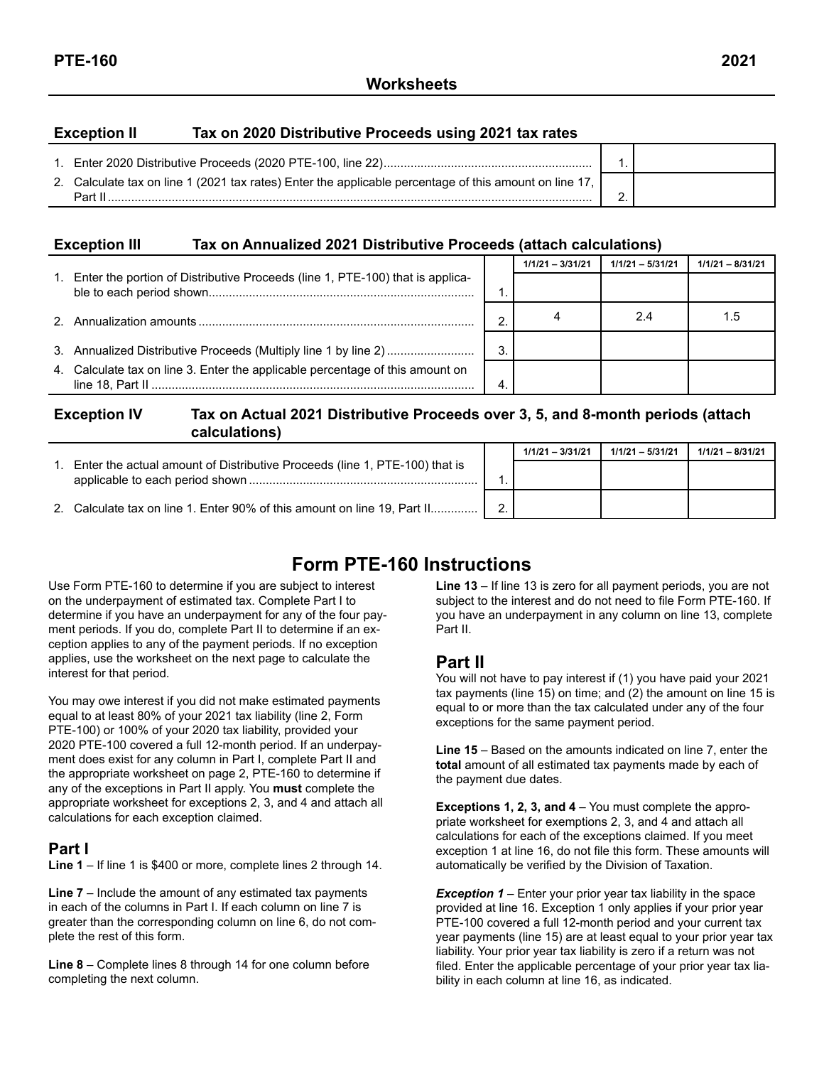## Worksheets

### Exception II — Tax on 2020 Distributive Proceeds using 2021 tax rates

| | | | |
|---|---|---|---|
| 1. | Enter 2020 Distributive Proceeds (2020 PTE-100, line 22) | 1. | |
| 2. | Calculate tax on line 1 (2021 tax rates) Enter the applicable percentage of this amount on line 17, Part II | 2. | |

### Exception III — Tax on Annualized 2021 Distributive Proceeds (attach calculations)

| | | | 1/1/21 – 3/31/21 | 1/1/21 – 5/31/21 | 1/1/21 – 8/31/21 |
|---|---|---|---|---|---|
| 1. | Enter the portion of Distributive Proceeds (line 1, PTE-100) that is applicable to each period shown | 1. | | | |
| 2. | Annualization amounts | 2. | 4 | 2.4 | 1.5 |
| 3. | Annualized Distributive Proceeds (Multiply line 1 by line 2) | 3. | | | |
| 4. | Calculate tax on line 3. Enter the applicable percentage of this amount on line 18, Part II | 4. | | | |

### Exception IV — Tax on Actual 2021 Distributive Proceeds over 3, 5, and 8-month periods (attach calculations)

| | | | 1/1/21 – 3/31/21 | 1/1/21 – 5/31/21 | 1/1/21 – 8/31/21 |
|---|---|---|---|---|---|
| 1. | Enter the actual amount of Distributive Proceeds (line 1, PTE-100) that is applicable to each period shown | 1. | | | |
| 2. | Calculate tax on line 1. Enter 90% of this amount on line 19, Part II | 2. | | | |

# Form PTE-160 Instructions

Use Form PTE-160 to determine if you are subject to interest on the underpayment of estimated tax. Complete Part I to determine if you have an underpayment for any of the four payment periods. If you do, complete Part II to determine if an exception applies to any of the payment periods. If no exception applies, use the worksheet on the next page to calculate the interest for that period.

You may owe interest if you did not make estimated payments equal to at least 80% of your 2021 tax liability (line 2, Form PTE-100) or 100% of your 2020 tax liability, provided your 2020 PTE-100 covered a full 12-month period. If an underpayment does exist for any column in Part I, complete Part II and the appropriate worksheet on page 2, PTE-160 to determine if any of the exceptions in Part II apply. You **must** complete the appropriate worksheet for exceptions 2, 3, and 4 and attach all calculations for each exception claimed.

## Part I

**Line 1** – If line 1 is $400 or more, complete lines 2 through 14.

**Line 7** – Include the amount of any estimated tax payments in each of the columns in Part I. If each column on line 7 is greater than the corresponding column on line 6, do not complete the rest of this form.

**Line 8** – Complete lines 8 through 14 for one column before completing the next column.

**Line 13** – If line 13 is zero for all payment periods, you are not subject to the interest and do not need to file Form PTE-160. If you have an underpayment in any column on line 13, complete Part II.

## Part II

You will not have to pay interest if (1) you have paid your 2021 tax payments (line 15) on time; and (2) the amount on line 15 is equal to or more than the tax calculated under any of the four exceptions for the same payment period.

**Line 15** – Based on the amounts indicated on line 7, enter the **total** amount of all estimated tax payments made by each of the payment due dates.

**Exceptions 1, 2, 3, and 4** – You must complete the appropriate worksheet for exemptions 2, 3, and 4 and attach all calculations for each of the exceptions claimed. If you meet exception 1 at line 16, do not file this form. These amounts will automatically be verified by the Division of Taxation.

***Exception 1*** – Enter your prior year tax liability in the space provided at line 16. Exception 1 only applies if your prior year PTE-100 covered a full 12-month period and your current tax year payments (line 15) are at least equal to your prior year tax liability. Your prior year tax liability is zero if a return was not filed. Enter the applicable percentage of your prior year tax liability in each column at line 16, as indicated.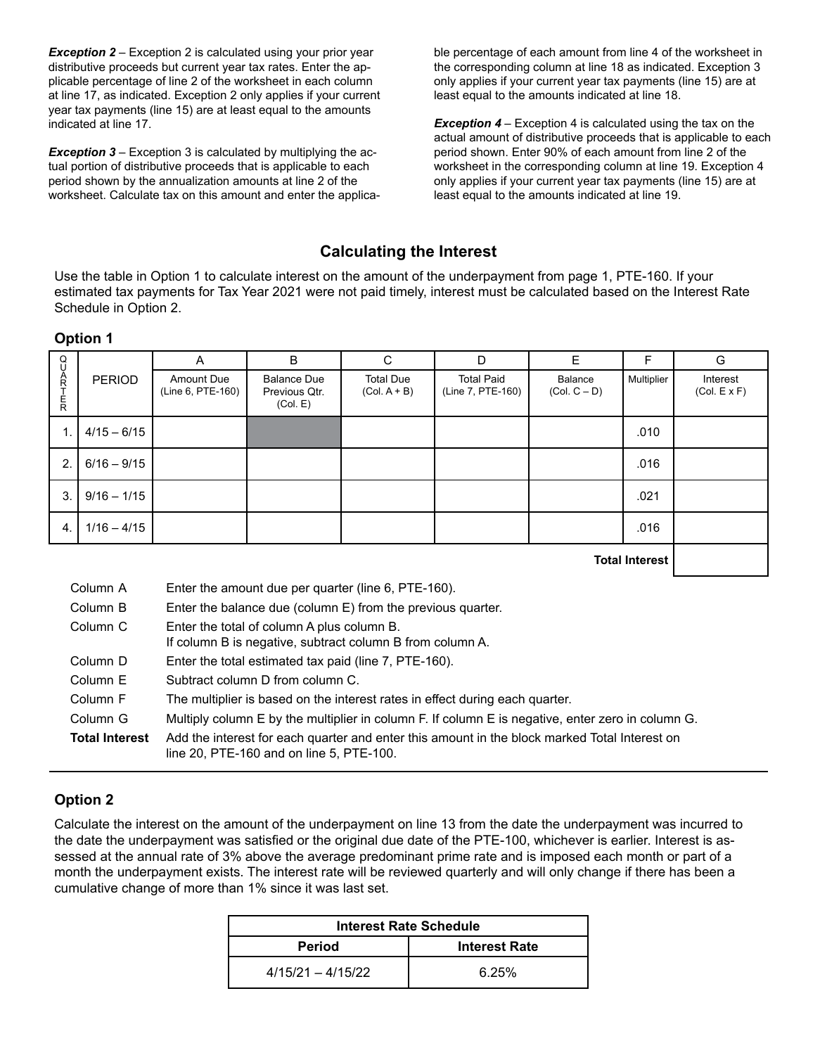***Exception 2*** – Exception 2 is calculated using your prior year distributive proceeds but current year tax rates. Enter the applicable percentage of line 2 of the worksheet in each column at line 17, as indicated. Exception 2 only applies if your current year tax payments (line 15) are at least equal to the amounts indicated at line 17.

***Exception 3*** – Exception 3 is calculated by multiplying the actual portion of distributive proceeds that is applicable to each period shown by the annualization amounts at line 2 of the worksheet. Calculate tax on this amount and enter the applicable percentage of each amount from line 4 of the worksheet in the corresponding column at line 18 as indicated. Exception 3 only applies if your current year tax payments (line 15) are at least equal to the amounts indicated at line 18.

***Exception 4*** – Exception 4 is calculated using the tax on the actual amount of distributive proceeds that is applicable to each period shown. Enter 90% of each amount from line 2 of the worksheet in the corresponding column at line 19. Exception 4 only applies if your current year tax payments (line 15) are at least equal to the amounts indicated at line 19.

## Calculating the Interest

Use the table in Option 1 to calculate interest on the amount of the underpayment from page 1, PTE-160. If your estimated tax payments for Tax Year 2021 were not paid timely, interest must be calculated based on the Interest Rate Schedule in Option 2.

### Option 1

| QUARTER | PERIOD | A | B | C | D | E | F | G |
|---|---|---|---|---|---|---|---|---|
| | | Amount Due (Line 6, PTE-160) | Balance Due Previous Qtr. (Col. E) | Total Due (Col. A + B) | Total Paid (Line 7, PTE-160) | Balance (Col. C – D) | Multiplier | Interest (Col. E x F) |
| 1. | 4/15 – 6/15 | | | | | | .010 | |
| 2. | 6/16 – 9/15 | | | | | | .016 | |
| 3. | 9/16 – 1/15 | | | | | | .021 | |
| 4. | 1/16 – 4/15 | | | | | | .016 | |
| | | | | | | | **Total Interest** | |

| | |
|---|---|
| Column A | Enter the amount due per quarter (line 6, PTE-160). |
| Column B | Enter the balance due (column E) from the previous quarter. |
| Column C | Enter the total of column A plus column B. If column B is negative, subtract column B from column A. |
| Column D | Enter the total estimated tax paid (line 7, PTE-160). |
| Column E | Subtract column D from column C. |
| Column F | The multiplier is based on the interest rates in effect during each quarter. |
| Column G | Multiply column E by the multiplier in column F. If column E is negative, enter zero in column G. |
| **Total Interest** | Add the interest for each quarter and enter this amount in the block marked Total Interest on line 20, PTE-160 and on line 5, PTE-100. |

### Option 2

Calculate the interest on the amount of the underpayment on line 13 from the date the underpayment was incurred to the date the underpayment was satisfied or the original due date of the PTE-100, whichever is earlier. Interest is assessed at the annual rate of 3% above the average predominant prime rate and is imposed each month or part of a month the underpayment exists. The interest rate will be reviewed quarterly and will only change if there has been a cumulative change of more than 1% since it was last set.

| **Interest Rate Schedule** | |
|---|---|
| **Period** | **Interest Rate** |
| 4/15/21 – 4/15/22 | 6.25% |